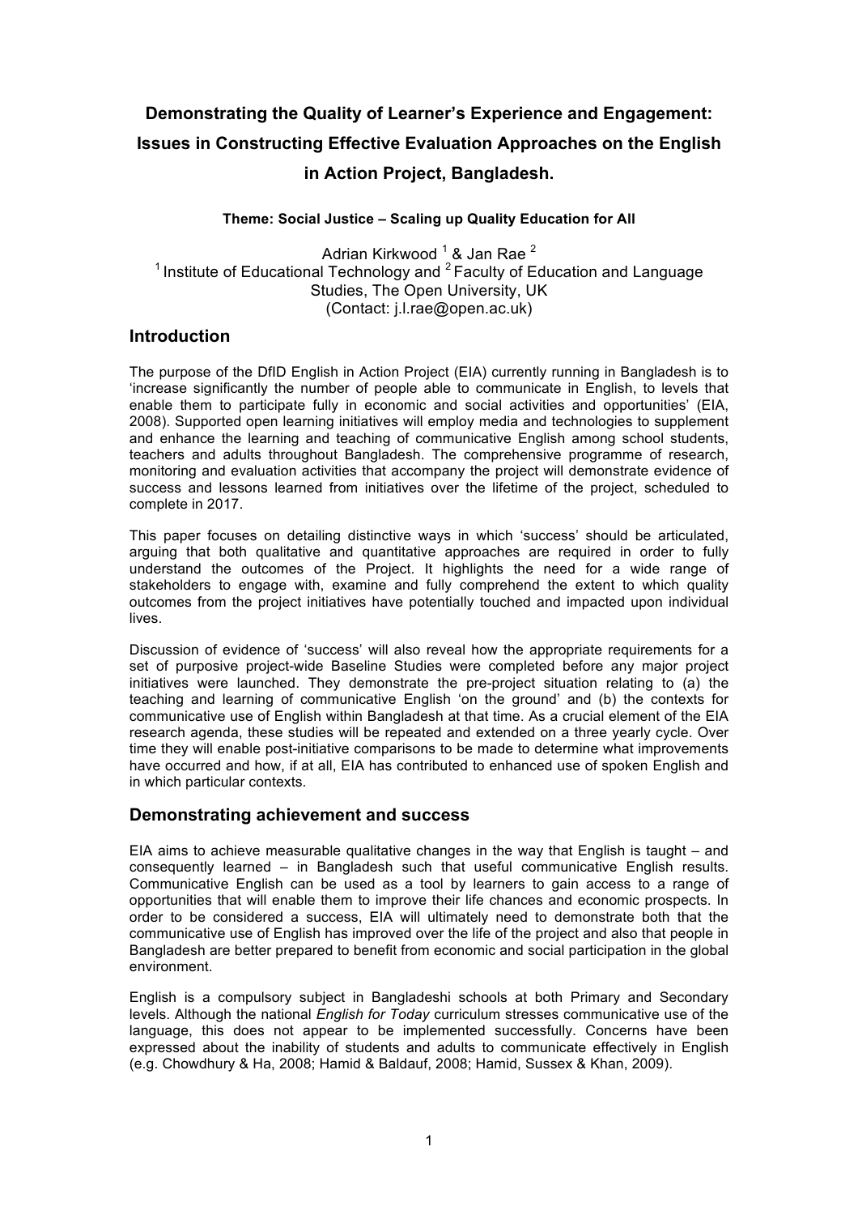# Demonstrating the Quality of Learner's Experience and Engagement: Issues in Constructing Effective Evaluation Approaches on the English in Action Project, Bangladesh.

**Theme: Social Justice – Scaling up Quality Education for All**

Adrian Kirkwood [1] & Jan Rae [2]
[1] Institute of Educational Technology and [2] Faculty of Education and Language Studies, The Open University, UK
(Contact: j.l.rae@open.ac.uk)

## Introduction

The purpose of the DfID English in Action Project (EIA) currently running in Bangladesh is to 'increase significantly the number of people able to communicate in English, to levels that enable them to participate fully in economic and social activities and opportunities' (EIA, 2008). Supported open learning initiatives will employ media and technologies to supplement and enhance the learning and teaching of communicative English among school students, teachers and adults throughout Bangladesh. The comprehensive programme of research, monitoring and evaluation activities that accompany the project will demonstrate evidence of success and lessons learned from initiatives over the lifetime of the project, scheduled to complete in 2017.

This paper focuses on detailing distinctive ways in which 'success' should be articulated, arguing that both qualitative and quantitative approaches are required in order to fully understand the outcomes of the Project. It highlights the need for a wide range of stakeholders to engage with, examine and fully comprehend the extent to which quality outcomes from the project initiatives have potentially touched and impacted upon individual lives.

Discussion of evidence of 'success' will also reveal how the appropriate requirements for a set of purposive project-wide Baseline Studies were completed before any major project initiatives were launched. They demonstrate the pre-project situation relating to (a) the teaching and learning of communicative English 'on the ground' and (b) the contexts for communicative use of English within Bangladesh at that time. As a crucial element of the EIA research agenda, these studies will be repeated and extended on a three yearly cycle. Over time they will enable post-initiative comparisons to be made to determine what improvements have occurred and how, if at all, EIA has contributed to enhanced use of spoken English and in which particular contexts.

## Demonstrating achievement and success

EIA aims to achieve measurable qualitative changes in the way that English is taught – and consequently learned – in Bangladesh such that useful communicative English results. Communicative English can be used as a tool by learners to gain access to a range of opportunities that will enable them to improve their life chances and economic prospects. In order to be considered a success, EIA will ultimately need to demonstrate both that the communicative use of English has improved over the life of the project and also that people in Bangladesh are better prepared to benefit from economic and social participation in the global environment.

English is a compulsory subject in Bangladeshi schools at both Primary and Secondary levels. Although the national *English for Today* curriculum stresses communicative use of the language, this does not appear to be implemented successfully. Concerns have been expressed about the inability of students and adults to communicate effectively in English (e.g. Chowdhury & Ha, 2008; Hamid & Baldauf, 2008; Hamid, Sussex & Khan, 2009).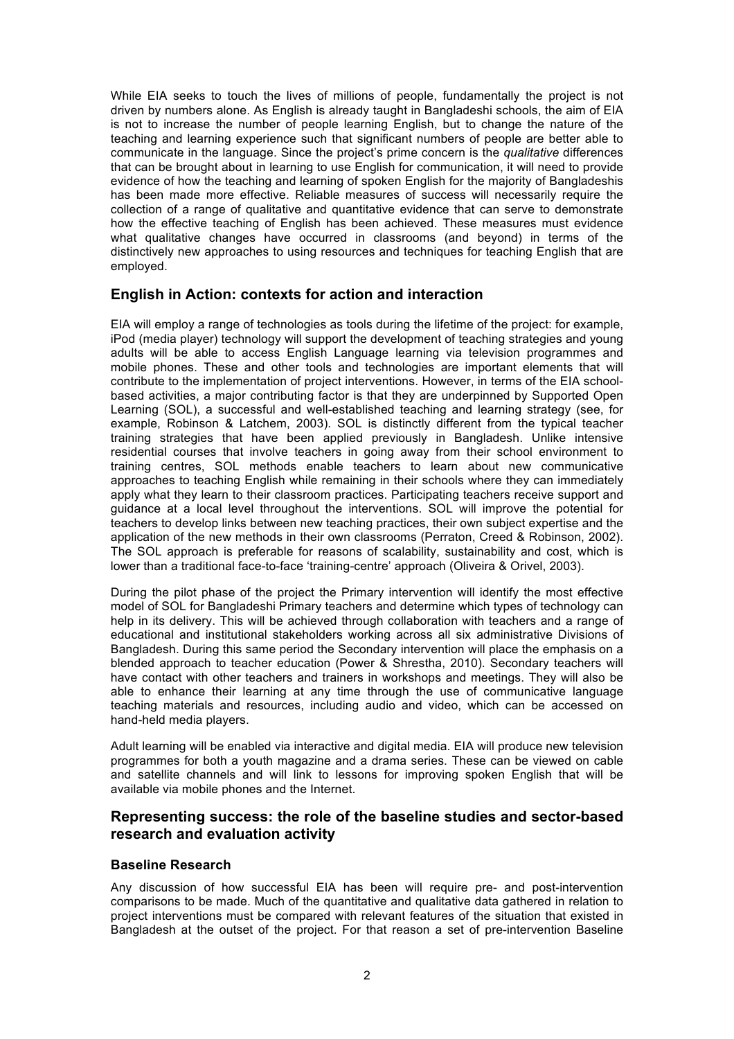While EIA seeks to touch the lives of millions of people, fundamentally the project is not driven by numbers alone. As English is already taught in Bangladeshi schools, the aim of EIA is not to increase the number of people learning English, but to change the nature of the teaching and learning experience such that significant numbers of people are better able to communicate in the language. Since the project's prime concern is the *qualitative* differences that can be brought about in learning to use English for communication, it will need to provide evidence of how the teaching and learning of spoken English for the majority of Bangladeshis has been made more effective. Reliable measures of success will necessarily require the collection of a range of qualitative and quantitative evidence that can serve to demonstrate how the effective teaching of English has been achieved. These measures must evidence what qualitative changes have occurred in classrooms (and beyond) in terms of the distinctively new approaches to using resources and techniques for teaching English that are employed.

## English in Action: contexts for action and interaction

EIA will employ a range of technologies as tools during the lifetime of the project: for example, iPod (media player) technology will support the development of teaching strategies and young adults will be able to access English Language learning via television programmes and mobile phones. These and other tools and technologies are important elements that will contribute to the implementation of project interventions. However, in terms of the EIA school-based activities, a major contributing factor is that they are underpinned by Supported Open Learning (SOL), a successful and well-established teaching and learning strategy (see, for example, Robinson & Latchem, 2003). SOL is distinctly different from the typical teacher training strategies that have been applied previously in Bangladesh. Unlike intensive residential courses that involve teachers in going away from their school environment to training centres, SOL methods enable teachers to learn about new communicative approaches to teaching English while remaining in their schools where they can immediately apply what they learn to their classroom practices. Participating teachers receive support and guidance at a local level throughout the interventions. SOL will improve the potential for teachers to develop links between new teaching practices, their own subject expertise and the application of the new methods in their own classrooms (Perraton, Creed & Robinson, 2002). The SOL approach is preferable for reasons of scalability, sustainability and cost, which is lower than a traditional face-to-face 'training-centre' approach (Oliveira & Orivel, 2003).

During the pilot phase of the project the Primary intervention will identify the most effective model of SOL for Bangladeshi Primary teachers and determine which types of technology can help in its delivery. This will be achieved through collaboration with teachers and a range of educational and institutional stakeholders working across all six administrative Divisions of Bangladesh. During this same period the Secondary intervention will place the emphasis on a blended approach to teacher education (Power & Shrestha, 2010). Secondary teachers will have contact with other teachers and trainers in workshops and meetings. They will also be able to enhance their learning at any time through the use of communicative language teaching materials and resources, including audio and video, which can be accessed on hand-held media players.

Adult learning will be enabled via interactive and digital media. EIA will produce new television programmes for both a youth magazine and a drama series. These can be viewed on cable and satellite channels and will link to lessons for improving spoken English that will be available via mobile phones and the Internet.

## Representing success: the role of the baseline studies and sector-based research and evaluation activity

### Baseline Research

Any discussion of how successful EIA has been will require pre- and post-intervention comparisons to be made. Much of the quantitative and qualitative data gathered in relation to project interventions must be compared with relevant features of the situation that existed in Bangladesh at the outset of the project. For that reason a set of pre-intervention Baseline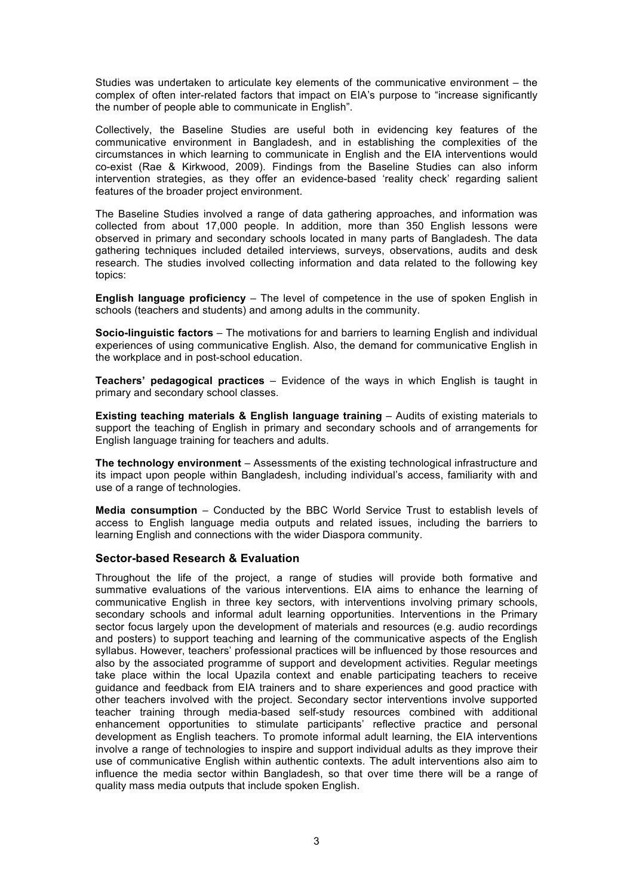Studies was undertaken to articulate key elements of the communicative environment – the complex of often inter-related factors that impact on EIA's purpose to "increase significantly the number of people able to communicate in English".

Collectively, the Baseline Studies are useful both in evidencing key features of the communicative environment in Bangladesh, and in establishing the complexities of the circumstances in which learning to communicate in English and the EIA interventions would co-exist (Rae & Kirkwood, 2009). Findings from the Baseline Studies can also inform intervention strategies, as they offer an evidence-based 'reality check' regarding salient features of the broader project environment.

The Baseline Studies involved a range of data gathering approaches, and information was collected from about 17,000 people. In addition, more than 350 English lessons were observed in primary and secondary schools located in many parts of Bangladesh. The data gathering techniques included detailed interviews, surveys, observations, audits and desk research. The studies involved collecting information and data related to the following key topics:

**English language proficiency** – The level of competence in the use of spoken English in schools (teachers and students) and among adults in the community.

**Socio-linguistic factors** – The motivations for and barriers to learning English and individual experiences of using communicative English. Also, the demand for communicative English in the workplace and in post-school education.

**Teachers' pedagogical practices** – Evidence of the ways in which English is taught in primary and secondary school classes.

**Existing teaching materials & English language training** – Audits of existing materials to support the teaching of English in primary and secondary schools and of arrangements for English language training for teachers and adults.

**The technology environment** – Assessments of the existing technological infrastructure and its impact upon people within Bangladesh, including individual's access, familiarity with and use of a range of technologies.

**Media consumption** – Conducted by the BBC World Service Trust to establish levels of access to English language media outputs and related issues, including the barriers to learning English and connections with the wider Diaspora community.

### Sector-based Research & Evaluation

Throughout the life of the project, a range of studies will provide both formative and summative evaluations of the various interventions. EIA aims to enhance the learning of communicative English in three key sectors, with interventions involving primary schools, secondary schools and informal adult learning opportunities. Interventions in the Primary sector focus largely upon the development of materials and resources (e.g. audio recordings and posters) to support teaching and learning of the communicative aspects of the English syllabus. However, teachers' professional practices will be influenced by those resources and also by the associated programme of support and development activities. Regular meetings take place within the local Upazila context and enable participating teachers to receive guidance and feedback from EIA trainers and to share experiences and good practice with other teachers involved with the project. Secondary sector interventions involve supported teacher training through media-based self-study resources combined with additional enhancement opportunities to stimulate participants' reflective practice and personal development as English teachers. To promote informal adult learning, the EIA interventions involve a range of technologies to inspire and support individual adults as they improve their use of communicative English within authentic contexts. The adult interventions also aim to influence the media sector within Bangladesh, so that over time there will be a range of quality mass media outputs that include spoken English.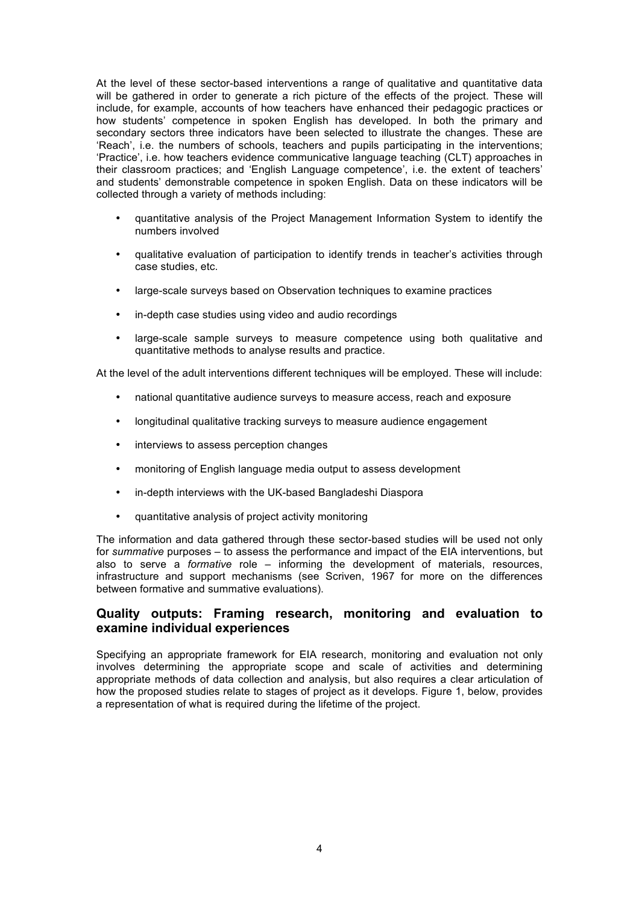At the level of these sector-based interventions a range of qualitative and quantitative data will be gathered in order to generate a rich picture of the effects of the project. These will include, for example, accounts of how teachers have enhanced their pedagogic practices or how students' competence in spoken English has developed. In both the primary and secondary sectors three indicators have been selected to illustrate the changes. These are 'Reach', i.e. the numbers of schools, teachers and pupils participating in the interventions; 'Practice', i.e. how teachers evidence communicative language teaching (CLT) approaches in their classroom practices; and 'English Language competence', i.e. the extent of teachers' and students' demonstrable competence in spoken English. Data on these indicators will be collected through a variety of methods including:

- quantitative analysis of the Project Management Information System to identify the numbers involved
- qualitative evaluation of participation to identify trends in teacher's activities through case studies, etc.
- large-scale surveys based on Observation techniques to examine practices
- in-depth case studies using video and audio recordings
- large-scale sample surveys to measure competence using both qualitative and quantitative methods to analyse results and practice.

At the level of the adult interventions different techniques will be employed. These will include:

- national quantitative audience surveys to measure access, reach and exposure
- longitudinal qualitative tracking surveys to measure audience engagement
- interviews to assess perception changes
- monitoring of English language media output to assess development
- in-depth interviews with the UK-based Bangladeshi Diaspora
- quantitative analysis of project activity monitoring

The information and data gathered through these sector-based studies will be used not only for *summative* purposes – to assess the performance and impact of the EIA interventions, but also to serve a *formative* role – informing the development of materials, resources, infrastructure and support mechanisms (see Scriven, 1967 for more on the differences between formative and summative evaluations).

## Quality outputs: Framing research, monitoring and evaluation to examine individual experiences

Specifying an appropriate framework for EIA research, monitoring and evaluation not only involves determining the appropriate scope and scale of activities and determining appropriate methods of data collection and analysis, but also requires a clear articulation of how the proposed studies relate to stages of project as it develops. Figure 1, below, provides a representation of what is required during the lifetime of the project.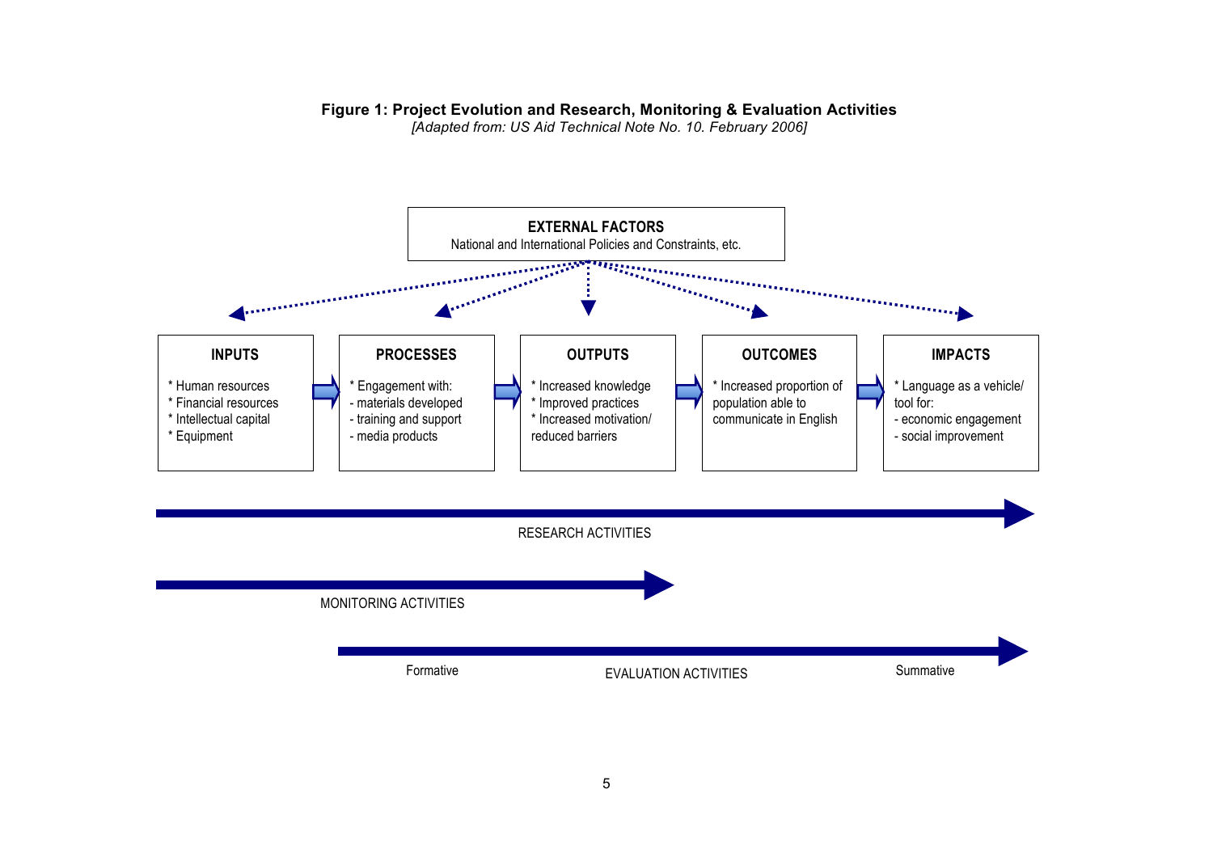**Figure 1: Project Evolution and Research, Monitoring & Evaluation Activities**
*[Adapted from: US Aid Technical Note No. 10. February 2006]*

**EXTERNAL FACTORS**
National and International Policies and Constraints, etc.

**INPUTS**
* Human resources
* Financial resources
* Intellectual capital
* Equipment

**PROCESSES**
* Engagement with:
- materials developed
- training and support
- media products

**OUTPUTS**
* Increased knowledge
* Improved practices
* Increased motivation/ reduced barriers

**OUTCOMES**
* Increased proportion of population able to communicate in English

**IMPACTS**
* Language as a vehicle/ tool for:
- economic engagement
- social improvement

RESEARCH ACTIVITIES

MONITORING ACTIVITIES

Formative EVALUATION ACTIVITIES Summative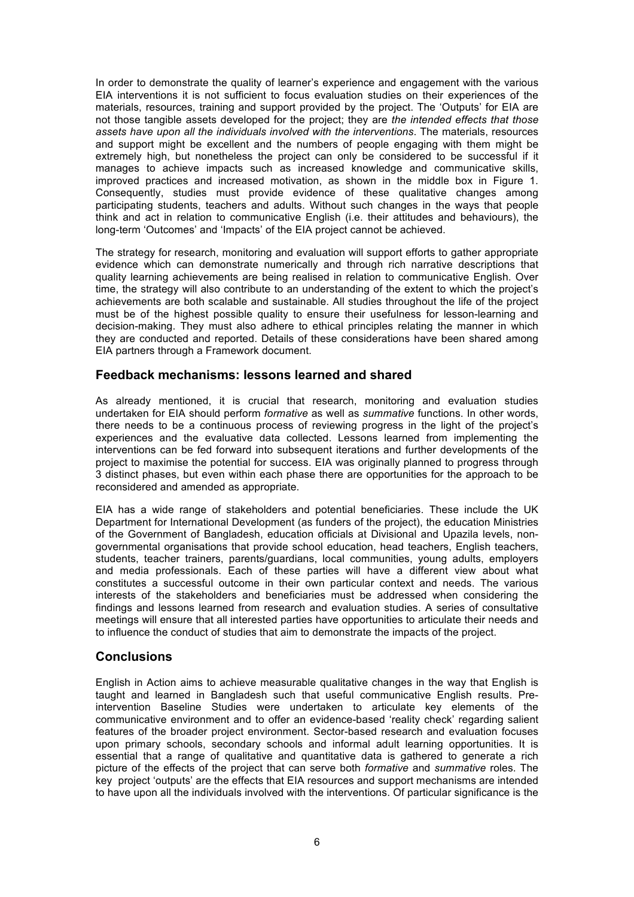In order to demonstrate the quality of learner's experience and engagement with the various EIA interventions it is not sufficient to focus evaluation studies on their experiences of the materials, resources, training and support provided by the project. The 'Outputs' for EIA are not those tangible assets developed for the project; they are *the intended effects that those assets have upon all the individuals involved with the interventions*. The materials, resources and support might be excellent and the numbers of people engaging with them might be extremely high, but nonetheless the project can only be considered to be successful if it manages to achieve impacts such as increased knowledge and communicative skills, improved practices and increased motivation, as shown in the middle box in Figure 1. Consequently, studies must provide evidence of these qualitative changes among participating students, teachers and adults. Without such changes in the ways that people think and act in relation to communicative English (i.e. their attitudes and behaviours), the long-term 'Outcomes' and 'Impacts' of the EIA project cannot be achieved.

The strategy for research, monitoring and evaluation will support efforts to gather appropriate evidence which can demonstrate numerically and through rich narrative descriptions that quality learning achievements are being realised in relation to communicative English. Over time, the strategy will also contribute to an understanding of the extent to which the project's achievements are both scalable and sustainable. All studies throughout the life of the project must be of the highest possible quality to ensure their usefulness for lesson-learning and decision-making. They must also adhere to ethical principles relating the manner in which they are conducted and reported. Details of these considerations have been shared among EIA partners through a Framework document.

## Feedback mechanisms: lessons learned and shared

As already mentioned, it is crucial that research, monitoring and evaluation studies undertaken for EIA should perform *formative* as well as *summative* functions. In other words, there needs to be a continuous process of reviewing progress in the light of the project's experiences and the evaluative data collected. Lessons learned from implementing the interventions can be fed forward into subsequent iterations and further developments of the project to maximise the potential for success. EIA was originally planned to progress through 3 distinct phases, but even within each phase there are opportunities for the approach to be reconsidered and amended as appropriate.

EIA has a wide range of stakeholders and potential beneficiaries. These include the UK Department for International Development (as funders of the project), the education Ministries of the Government of Bangladesh, education officials at Divisional and Upazila levels, non-governmental organisations that provide school education, head teachers, English teachers, students, teacher trainers, parents/guardians, local communities, young adults, employers and media professionals. Each of these parties will have a different view about what constitutes a successful outcome in their own particular context and needs. The various interests of the stakeholders and beneficiaries must be addressed when considering the findings and lessons learned from research and evaluation studies. A series of consultative meetings will ensure that all interested parties have opportunities to articulate their needs and to influence the conduct of studies that aim to demonstrate the impacts of the project.

## Conclusions

English in Action aims to achieve measurable qualitative changes in the way that English is taught and learned in Bangladesh such that useful communicative English results. Pre-intervention Baseline Studies were undertaken to articulate key elements of the communicative environment and to offer an evidence-based 'reality check' regarding salient features of the broader project environment. Sector-based research and evaluation focuses upon primary schools, secondary schools and informal adult learning opportunities. It is essential that a range of qualitative and quantitative data is gathered to generate a rich picture of the effects of the project that can serve both *formative* and *summative* roles. The key project 'outputs' are the effects that EIA resources and support mechanisms are intended to have upon all the individuals involved with the interventions. Of particular significance is the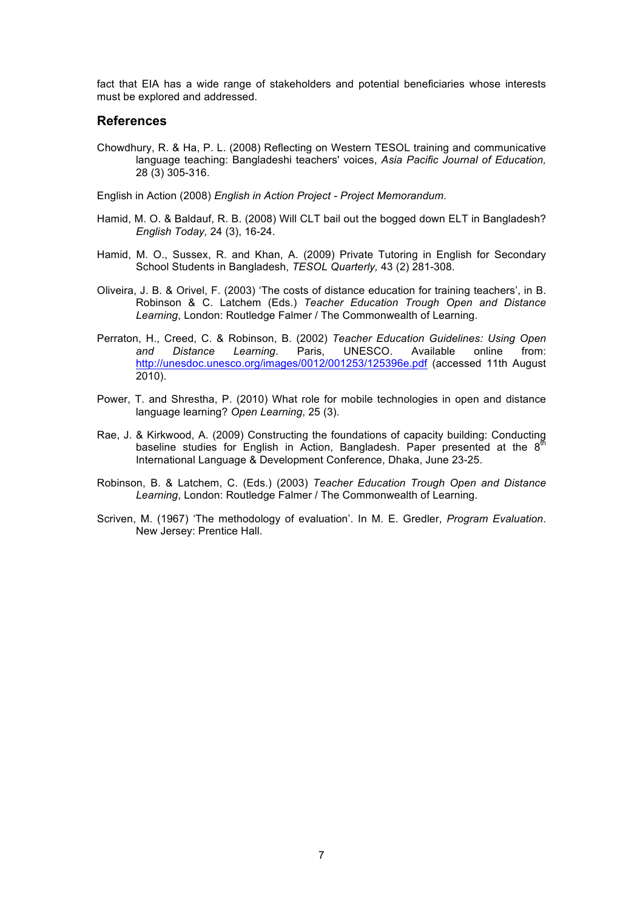fact that EIA has a wide range of stakeholders and potential beneficiaries whose interests must be explored and addressed.

## References

Chowdhury, R. & Ha, P. L. (2008) Reflecting on Western TESOL training and communicative language teaching: Bangladeshi teachers' voices, *Asia Pacific Journal of Education,* 28 (3) 305-316.

English in Action (2008) *English in Action Project - Project Memorandum*.

Hamid, M. O. & Baldauf, R. B. (2008) Will CLT bail out the bogged down ELT in Bangladesh? *English Today,* 24 (3), 16-24.

Hamid, M. O., Sussex, R. and Khan, A. (2009) Private Tutoring in English for Secondary School Students in Bangladesh, *TESOL Quarterly,* 43 (2) 281-308.

Oliveira, J. B. & Orivel, F. (2003) 'The costs of distance education for training teachers', in B. Robinson & C. Latchem (Eds.) *Teacher Education Trough Open and Distance Learning*, London: Routledge Falmer / The Commonwealth of Learning.

Perraton, H., Creed, C. & Robinson, B. (2002) *Teacher Education Guidelines: Using Open and Distance Learning*. Paris, UNESCO. Available online from: http://unesdoc.unesco.org/images/0012/001253/125396e.pdf (accessed 11th August 2010).

Power, T. and Shrestha, P. (2010) What role for mobile technologies in open and distance language learning? *Open Learning*, 25 (3).

Rae, J. & Kirkwood, A. (2009) Constructing the foundations of capacity building: Conducting baseline studies for English in Action, Bangladesh. Paper presented at the 8th International Language & Development Conference, Dhaka, June 23-25.

Robinson, B. & Latchem, C. (Eds.) (2003) *Teacher Education Trough Open and Distance Learning*, London: Routledge Falmer / The Commonwealth of Learning.

Scriven, M. (1967) 'The methodology of evaluation'. In M. E. Gredler, *Program Evaluation*. New Jersey: Prentice Hall.